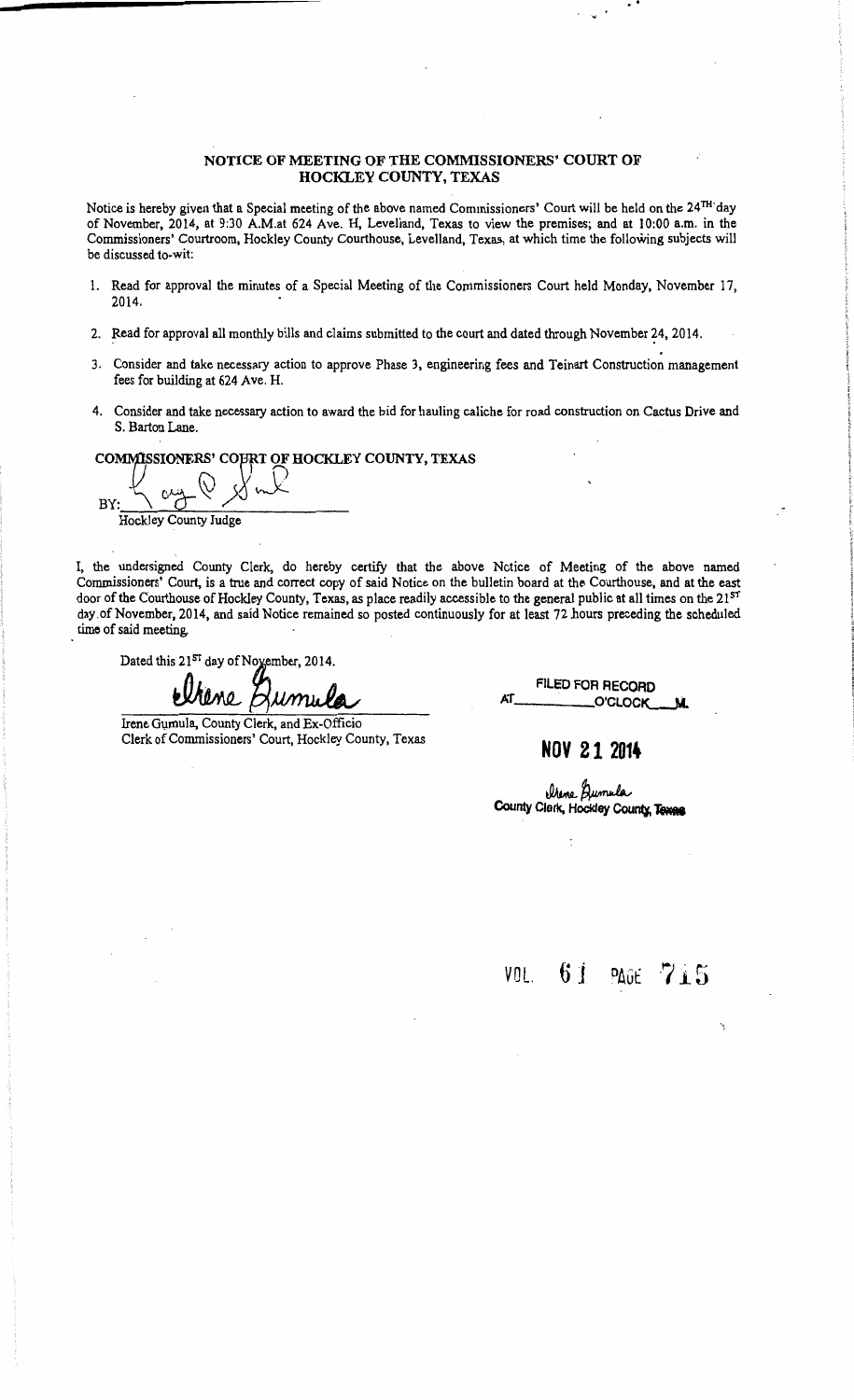## NOTICE OF MEETING OF THE COMMISSIONERS' COURT OF HOCKLEY COUNTY, TEXAS

Notice is hereby given that a Special meeting of the above named Commissioners' Court will be held on the 24[TH] day of November, 2014, at 9:30 A.M.at 624 Ave. H, Leveliand, Texas to view the premises; and at 10:00 a.m. in the Commissioners' Courtroom, Hockley County Courthouse, Levelland, Texas, at which time the following subjects will be discussed to-wit:

1. Read for approval the minutes of a Special Meeting of the Commissioners Court held Monday, November 17, 2014.
2. Read for approval all monthly bills and claims submitted to the court and dated through November 24, 2014.
3. Consider and take necessary action to approve Phase 3, engineering fees and Teinart Construction management fees for building at 624 Ave. H.
4. Consider and take necessary action to award the bid for hauling caliche for road construction on Cactus Drive and S. Barton Lane.

COMMISSIONERS' COURT OF HOCKLEY COUNTY, TEXAS

BY: ______________________
Hockley County Judge

I, the undersigned County Clerk, do hereby certify that the above Notice of Meeting of the above named Commissioners' Court, is a true and correct copy of said Notice on the bulletin board at the Courthouse, and at the east door of the Courthouse of Hockley County, Texas, as place readily accessible to the general public at all times on the 21[ST] day of November, 2014, and said Notice remained so posted continuously for at least 72 hours preceding the scheduled time of said meeting.

Dated this 21[ST] day of November, 2014.

______________________
Irene Gumula, County Clerk, and Ex-Officio
Clerk of Commissioners' Court, Hockley County, Texas

FILED FOR RECORD
AT________O'CLOCK___M.

**NOV 21 2014**

Irene Gumula
County Clerk, Hockley County, Texas

VOL. 61 PAGE 715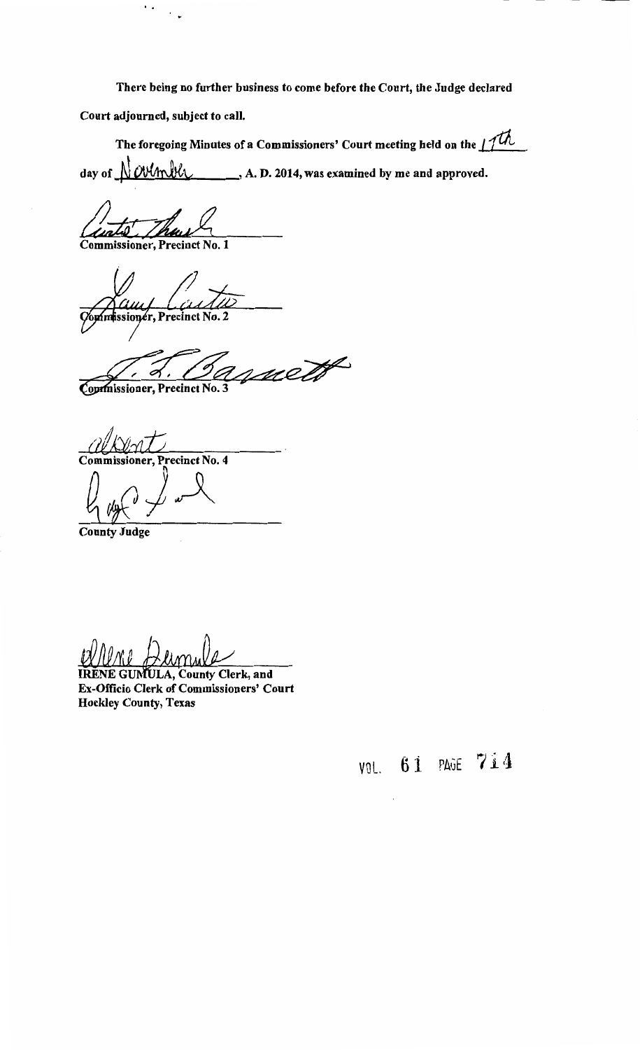There being no further business to come before the Court, the Judge declared Court adjourned, subject to call.

The foregoing Minutes of a Commissioners' Court meeting held on the 17th day of November, A. D. 2014, was examined by me and approved.

Commissioner, Precinct No. 1

Commissioner, Precinct No. 2

Commissioner, Precinct No. 3

absent

Commissioner, Precinct No. 4

County Judge

IRENE GUMULA, County Clerk, and
Ex-Officio Clerk of Commissioners' Court
Hockley County, Texas

VOL. 61 PAGE 714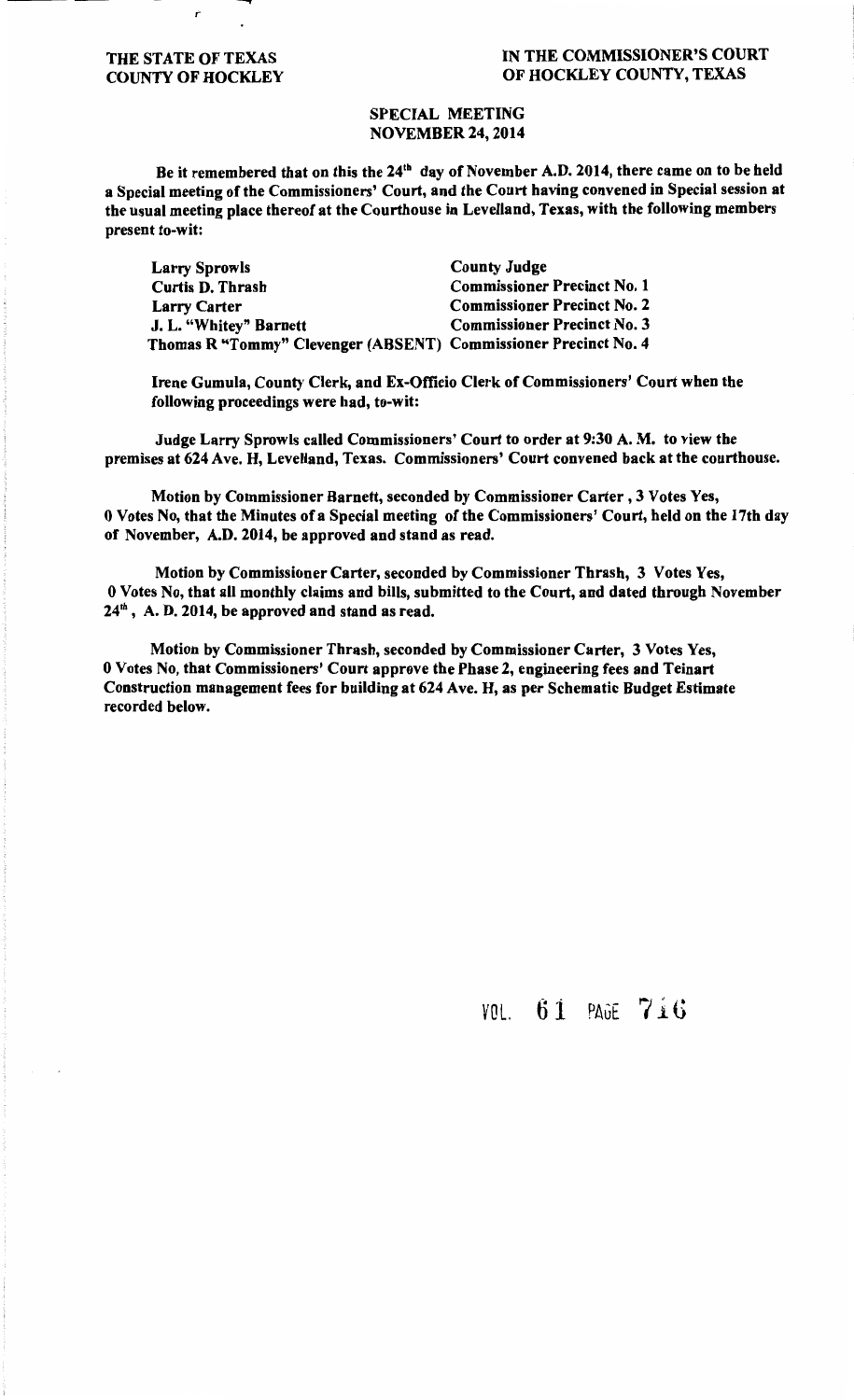THE STATE OF TEXAS
COUNTY OF HOCKLEY

IN THE COMMISSIONER'S COURT
OF HOCKLEY COUNTY, TEXAS

**SPECIAL MEETING**
**NOVEMBER 24, 2014**

Be it remembered that on this the 24th day of November A.D. 2014, there came on to be held a Special meeting of the Commissioners' Court, and the Court having convened in Special session at the usual meeting place thereof at the Courthouse in Levelland, Texas, with the following members present to-wit:

| | |
|---|---|
| Larry Sprowls | County Judge |
| Curtis D. Thrash | Commissioner Precinct No. 1 |
| Larry Carter | Commissioner Precinct No. 2 |
| J. L. "Whitey" Barnett | Commissioner Precinct No. 3 |
| Thomas R "Tommy" Clevenger (ABSENT) | Commissioner Precinct No. 4 |

Irene Gumula, County Clerk, and Ex-Officio Clerk of Commissioners' Court when the following proceedings were had, to-wit:

Judge Larry Sprowls called Commissioners' Court to order at 9:30 A. M. to view the premises at 624 Ave. H, Levelland, Texas. Commissioners' Court convened back at the courthouse.

Motion by Commissioner Barnett, seconded by Commissioner Carter , 3 Votes Yes, 0 Votes No, that the Minutes of a Special meeting of the Commissioners' Court, held on the 17th day of November, A.D. 2014, be approved and stand as read.

Motion by Commissioner Carter, seconded by Commissioner Thrash, 3 Votes Yes, 0 Votes No, that all monthly claims and bills, submitted to the Court, and dated through November 24th, A. D. 2014, be approved and stand as read.

Motion by Commissioner Thrash, seconded by Commissioner Carter, 3 Votes Yes, 0 Votes No, that Commissioners' Court approve the Phase 2, engineering fees and Teinart Construction management fees for building at 624 Ave. H, as per Schematic Budget Estimate recorded below.

VOL. 61 PAGE 716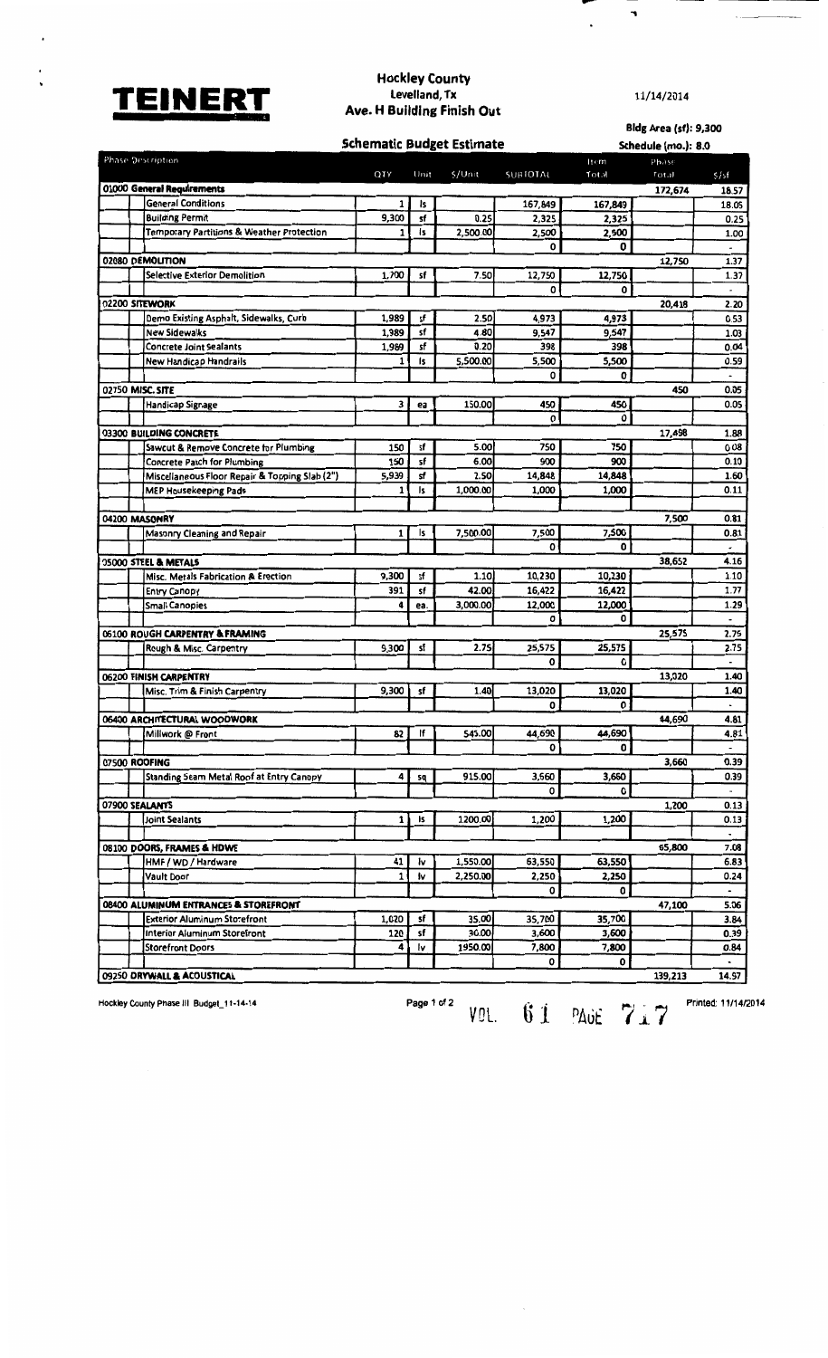# TEINERT

**Hockley County**
**Levelland, Tx**
**Ave. H Building Finish Out**

11/14/2014

**Bldg Area (sf): 9,300**

## Schematic Budget Estimate

**Schedule (mo.): 8.0**

| Phase Description | QTY | Unit | $/Unit | SUBTOTAL | Item Total | Phase Total | $/sf |
|---|---|---|---|---|---|---|---|
| **01000 General Requirements** | | | | | | 172,674 | 18.57 |
| General Conditions | 1 | ls | | 167,849 | 167,849 | | 18.05 |
| Building Permit | 9,300 | sf | 0.25 | 2,325 | 2,325 | | 0.25 |
| Temporary Partitions & Weather Protection | 1 | ls | 2,500.00 | 2,500 | 2,500 | | 1.00 |
| | | | | 0 | 0 | | - |
| **02080 DEMOLITION** | | | | | | 12,750 | 1.37 |
| Selective Exterior Demolition | 1,700 | sf | 7.50 | 12,750 | 12,750 | | 1.37 |
| | | | | 0 | 0 | | - |
| **02200 SITEWORK** | | | | | | 20,418 | 2.20 |
| Demo Existing Asphalt, Sidewalks, Curb | 1,989 | sf | 2.50 | 4,973 | 4,973 | | 0.53 |
| New Sidewalks | 1,989 | sf | 4.80 | 9,547 | 9,547 | | 1.03 |
| Concrete Joint Sealants | 1,989 | sf | 0.20 | 398 | 398 | | 0.04 |
| New Handicap Handrails | 1 | ls | 5,500.00 | 5,500 | 5,500 | | 0.59 |
| | | | | 0 | 0 | | - |
| **02750 MISC. SITE** | | | | | | 450 | 0.05 |
| Handicap Signage | 3 | ea | 150.00 | 450 | 450 | | 0.05 |
| | | | | 0 | 0 | | |
| **03300 BUILDING CONCRETE** | | | | | | 17,498 | 1.88 |
| Sawcut & Remove Concrete for Plumbing | 150 | sf | 5.00 | 750 | 750 | | 0.08 |
| Concrete Patch for Plumbing | 150 | sf | 6.00 | 900 | 900 | | 0.10 |
| Miscellaneous Floor Repair & Topping Slab (2") | 5,939 | sf | 2.50 | 14,848 | 14,848 | | 1.60 |
| MEP Housekeeping Pads | 1 | ls | 1,000.00 | 1,000 | 1,000 | | 0.11 |
| | | | | | | | |
| **04200 MASONRY** | | | | | | 7,500 | 0.81 |
| Masonry Cleaning and Repair | 1 | ls | 7,500.00 | 7,500 | 7,500 | | 0.81 |
| | | | | 0 | 0 | | - |
| **05000 STEEL & METALS** | | | | | | 38,652 | 4.16 |
| Misc. Metals Fabrication & Erection | 9,300 | sf | 1.10 | 10,230 | 10,230 | | 1.10 |
| Entry Canopy | 391 | sf | 42.00 | 16,422 | 16,422 | | 1.77 |
| Small Canopies | 4 | ea. | 3,000.00 | 12,000 | 12,000 | | 1.29 |
| | | | | 0 | 0 | | - |
| **06100 ROUGH CARPENTRY & FRAMING** | | | | | | 25,575 | 2.75 |
| Rough & Misc. Carpentry | 9,300 | sf | 2.75 | 25,575 | 25,575 | | 2.75 |
| | | | | 0 | 0 | | - |
| **06200 FINISH CARPENTRY** | | | | | | 13,020 | 1.40 |
| Misc. Trim & Finish Carpentry | 9,300 | sf | 1.40 | 13,020 | 13,020 | | 1.40 |
| | | | | 0 | 0 | | - |
| **06400 ARCHITECTURAL WOODWORK** | | | | | | 44,690 | 4.81 |
| Millwork @ Front | 82 | lf | 545.00 | 44,690 | 44,690 | | 4.81 |
| | | | | 0 | 0 | | - |
| **07500 ROOFING** | | | | | | 3,660 | 0.39 |
| Standing Seam Metal Roof at Entry Canopy | 4 | sq | 915.00 | 3,660 | 3,660 | | 0.39 |
| | | | | 0 | 0 | | - |
| **07900 SEALANTS** | | | | | | 1,200 | 0.13 |
| Joint Sealants | 1 | ls | 1200.00 | 1,200 | 1,200 | | 0.13 |
| | | | | | | | - |
| **08100 DOORS, FRAMES & HDWE** | | | | | | 65,800 | 7.08 |
| HMF / WD / Hardware | 41 | lv | 1,550.00 | 63,550 | 63,550 | | 6.83 |
| Vault Door | 1 | lv | 2,250.00 | 2,250 | 2,250 | | 0.24 |
| | | | | 0 | 0 | | - |
| **08400 ALUMINUM ENTRANCES & STOREFRONT** | | | | | | 47,100 | 5.06 |
| Exterior Aluminum Storefront | 1,020 | sf | 35.00 | 35,700 | 35,700 | | 3.84 |
| Interior Aluminum Storefront | 120 | sf | 30.00 | 3,600 | 3,600 | | 0.39 |
| Storefront Doors | 4 | lv | 1950.00 | 7,800 | 7,800 | | 0.84 |
| | | | | 0 | 0 | | - |
| **09250 DRYWALL & ACOUSTICAL** | | | | | | 139,213 | 14.97 |

Hockley County Phase III Budget_11-14-14

VOL. 61 PAGE 717

Printed: 11/14/2014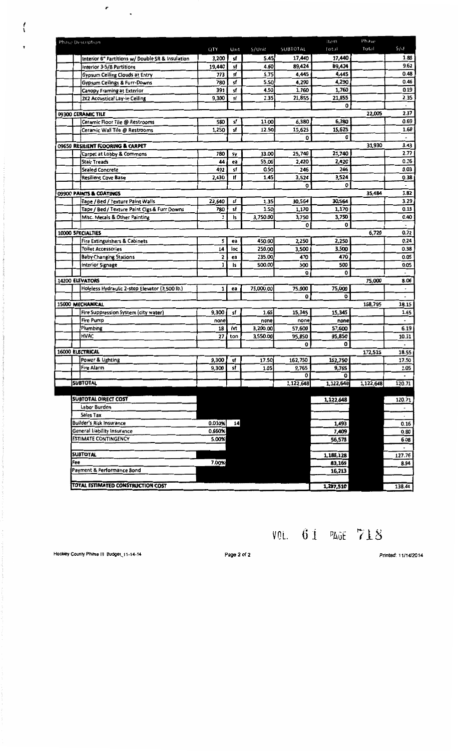| Phase Description | QTY | Unit | $/Unit | SUBTOTAL | Item Total | Phase Total | $/sf |
|---|---|---|---|---|---|---|---|
| Interior 6" Partitions w/ Double SR & Insulation | 3,200 | sf | 5.45 | 17,440 | 17,440 | | 1.88 |
| Interior 3-5/8 Partitions | 19,440 | sf | 4.60 | 89,424 | 89,424 | | 9.62 |
| Gypsum Ceiling Clouds at Entry | 773 | sf | 5.75 | 4,445 | 4,445 | | 0.48 |
| Gypsum Ceilings & Furr-Downs | 780 | sf | 5.50 | 4,290 | 4,290 | | 0.46 |
| Canopy Framing at Exterior | 391 | sf | 4.50 | 1,760 | 1,760 | | 0.19 |
| 2X2 Acoustical Lay-in Ceiling | 9,300 | sf | 2.35 | 21,855 | 21,855 | | 2.35 |
| | | | | | 0 | | - |
| **09300 CERAMIC TILE** | | | | | | 22,005 | 2.37 |
| Ceramic Floor Tile @ Restrooms | 580 | sf | 11.00 | 6,380 | 6,380 | | 0.69 |
| Ceramic Wall Tile @ Restrooms | 1,250 | sf | 12.50 | 15,625 | 15,625 | | 1.68 |
| | | | | 0 | 0 | | - |
| **09650 RESILIENT FLOORING & CARPET** | | | | | | 31,930 | 3.43 |
| Carpet at Lobby & Commons | 780 | sy | 33.00 | 25,740 | 25,740 | | 2.77 |
| Stair Treads | 44 | ea | 55.00 | 2,420 | 2,420 | | 0.26 |
| Sealed Concrete | 492 | sf | 0.50 | 246 | 246 | | 0.03 |
| Resilient Cove Base | 2,430 | lf | 1.45 | 3,524 | 3,524 | | 0.38 |
| | | | | 0 | 0 | | - |
| **09900 PAINTS & COATINGS** | | | | | | 35,484 | 3.82 |
| Tape / Bed / Texture Paint Walls | 22,640 | sf | 1.35 | 30,564 | 30,564 | | 3.29 |
| Tape / Bed / Texture Paint Clgs & Furr Downs | 780 | sf | 1.50 | 1,170 | 1,170 | | 0.13 |
| Misc. Metals & Other Painting | 1 | ls | 3,750.00 | 3,750 | 3,750 | | 0.40 |
| | | | | 0 | 0 | | - |
| **10000 SPECIALTIES** | | | | | | 6,720 | 0.72 |
| Fire Extinguishers & Cabinets | 5 | ea | 450.00 | 2,250 | 2,250 | | 0.24 |
| Toilet Accessories | 14 | loc | 250.00 | 3,500 | 3,500 | | 0.38 |
| Baby Changing Stations | 2 | ea | 235.00 | 470 | 470 | | 0.05 |
| Interior Signage | 1 | ls | 500.00 | 500 | 500 | | 0.05 |
| | | | | 0 | 0 | | - |
| **14200 ELEVATORS** | | | | | | 75,000 | 8.06 |
| Holeless Hydraulic 2-stop Elevator (3,500 lb.) | 1 | ea | 75,000.00 | 75,000 | 75,000 | | - |
| | | | | 0 | 0 | | - |
| **15000 MECHANICAL** | | | | | | 168,795 | 18.15 |
| Fire Suppression System (city water) | 9,300 | sf | 1.65 | 15,345 | 15,345 | | 1.65 |
| Fire Pump | none | | none | none | none | | - |
| Plumbing | 18 | fxt | 3,200.00 | 57,600 | 57,600 | | 6.19 |
| HVAC | 27 | ton | 3,550.00 | 95,850 | 95,850 | | 10.31 |
| | | | | 0 | 0 | | - |
| **16000 ELECTRICAL** | | | | | | 172,515 | 18.55 |
| Power & Lighting | 9,300 | sf | 17.50 | 162,750 | 162,750 | | 17.50 |
| Fire Alarm | 9,300 | sf | 1.05 | 9,765 | 9,765 | | 1.05 |
| | | | | 0 | 0 | | - |
| **SUBTOTAL** | | | | 1,122,648 | 1,122,648 | 1,122,648 | 120.71 |
| | | | | | | | |
| **SUBTOTAL DIRECT COST** | | | | | 1,122,648 | | 120.71 |
| Labor Burden | | | | | | | - |
| Sales Tax | | | | | | | - |
| Builder's Risk Insurance | 0.010% | 14 | | | 1,493 | | 0.16 |
| General Liability Insurance | 0.660% | | | | 7,409 | | 0.80 |
| ESTIMATE CONTINGENCY | 5.00% | | | | 56,578 | | 6.08 |
| | | | | | | | - |
| **SUBTOTAL** | | | | | 1,188,128 | | 127.76 |
| Fee | 7.00% | | | | 83,169 | | 8.94 |
| Payment & Performance Bond | | | | | 16,213 | | |
| | | | | | | | |
| **TOTAL ESTIMATED CONSTRUCTION COST** | | | | | 1,287,510 | | 138.44 |

VOL. 61 PAGE 718

Hockley County Phase III Budget_11-14-14

Printed: 11/14/2014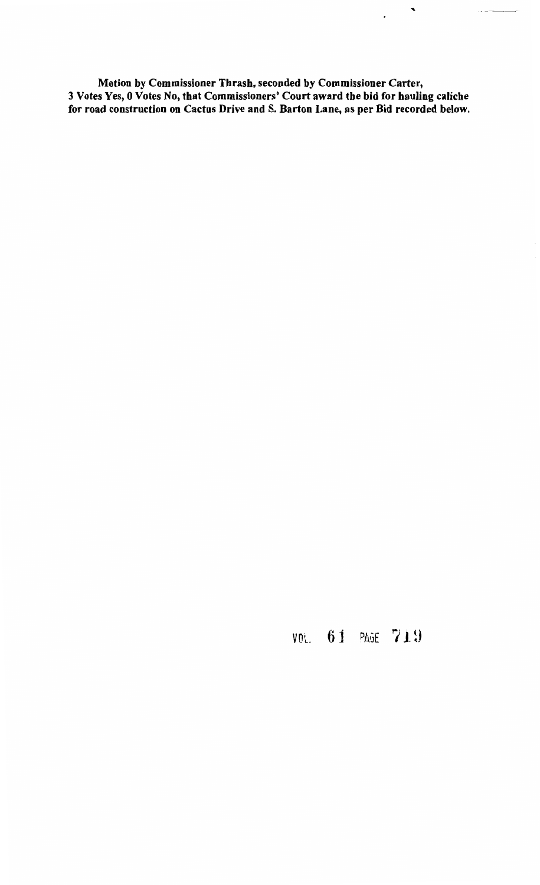**Motion by Commissioner Thrash, seconded by Commissioner Carter, 3 Votes Yes, 0 Votes No, that Commissioners' Court award the bid for hauling caliche for road construction on Cactus Drive and S. Barton Lane, as per Bid recorded below.**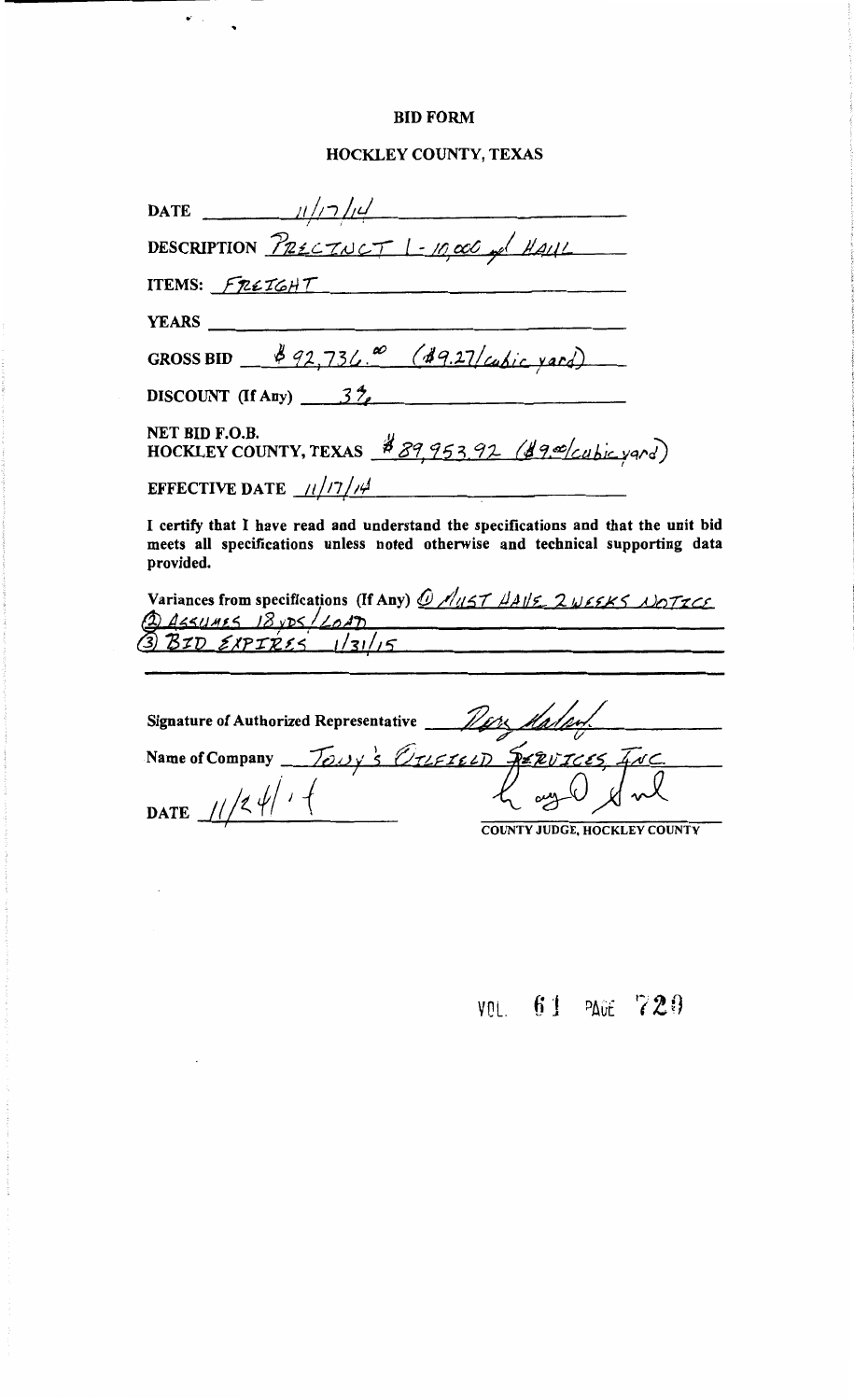# BID FORM

## HOCKLEY COUNTY, TEXAS

DATE 11/17/14

DESCRIPTION PRECINCT 1 - 10,000 yd HAUL

ITEMS: FREIGHT

YEARS

GROSS BID $92,736.00 ($9.27/cubic yard)

DISCOUNT (If Any) 3%

NET BID F.O.B.
HOCKLEY COUNTY, TEXAS $89,953.92 ($9.00/cubic yard)

EFFECTIVE DATE 11/17/14

I certify that I have read and understand the specifications and that the unit bid meets all specifications unless noted otherwise and technical supporting data provided.

Variances from specifications (If Any) (1) MUST HAVE 2 WEEKS NOTICE
(2) ASSUMES 18 YDS/LOAD
(3) BID EXPIRES 1/31/15

Signature of Authorized Representative [signature]

Name of Company TONY'S OILFIELD SERVICES, INC

DATE 11/24/14

[signature]
COUNTY JUDGE, HOCKLEY COUNTY

VOL. 61 PAGE 720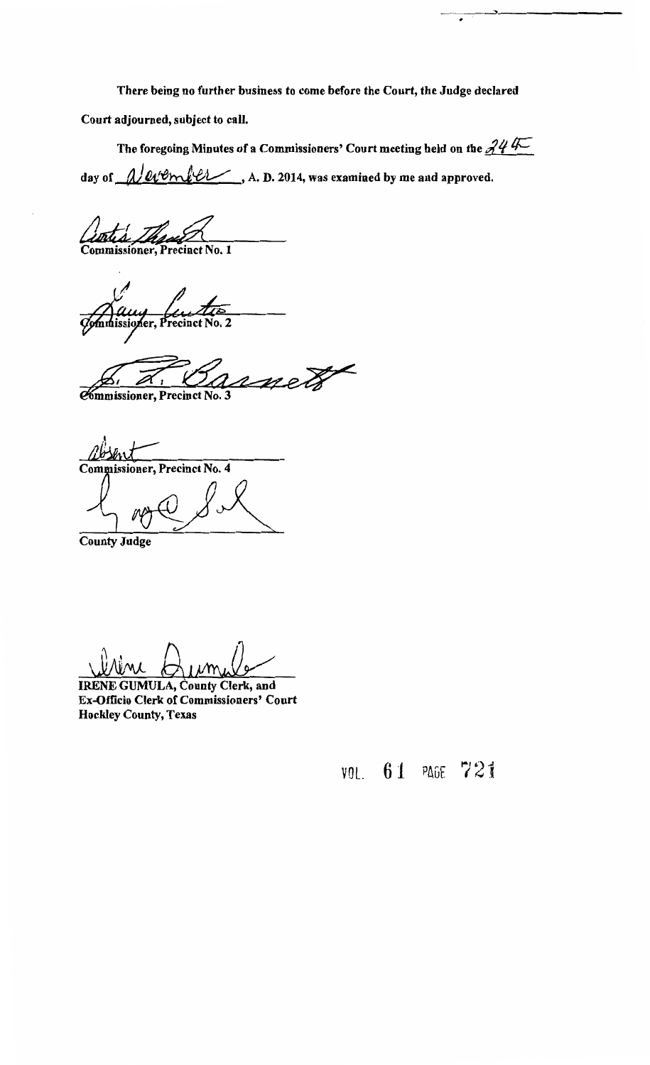There being no further business to come before the Court, the Judge declared Court adjourned, subject to call.

The foregoing Minutes of a Commissioners' Court meeting held on the 24th day of November, A. D. 2014, was examined by me and approved.

Commissioner, Precinct No. 1

Commissioner, Precinct No. 2

Commissioner, Precinct No. 3

absent

Commissioner, Precinct No. 4

County Judge

IRENE GUMULA, County Clerk, and
Ex-Officio Clerk of Commissioners' Court
Hockley County, Texas

VOL. 61 PAGE 721